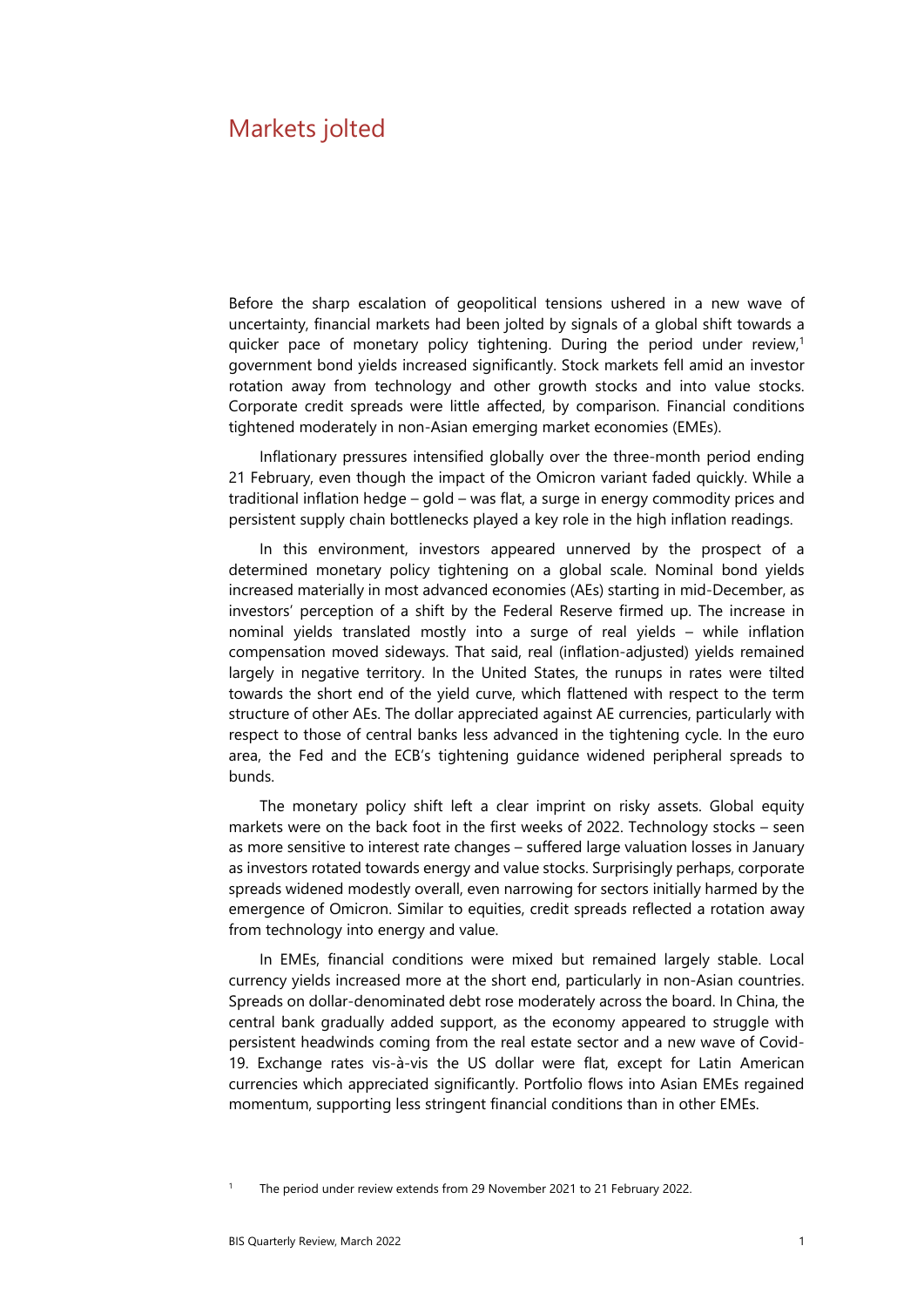# Markets jolted

Before the sharp escalation of geopolitical tensions ushered in a new wave of uncertainty, financial markets had been jolted by signals of a global shift towards a quicker pace of monetary policy tightening. During the period under review,[1] government bond yields increased significantly. Stock markets fell amid an investor rotation away from technology and other growth stocks and into value stocks. Corporate credit spreads were little affected, by comparison. Financial conditions tightened moderately in non-Asian emerging market economies (EMEs).

Inflationary pressures intensified globally over the three-month period ending 21 February, even though the impact of the Omicron variant faded quickly. While a traditional inflation hedge – gold – was flat, a surge in energy commodity prices and persistent supply chain bottlenecks played a key role in the high inflation readings.

In this environment, investors appeared unnerved by the prospect of a determined monetary policy tightening on a global scale. Nominal bond yields increased materially in most advanced economies (AEs) starting in mid-December, as investors' perception of a shift by the Federal Reserve firmed up. The increase in nominal yields translated mostly into a surge of real yields – while inflation compensation moved sideways. That said, real (inflation-adjusted) yields remained largely in negative territory. In the United States, the runups in rates were tilted towards the short end of the yield curve, which flattened with respect to the term structure of other AEs. The dollar appreciated against AE currencies, particularly with respect to those of central banks less advanced in the tightening cycle. In the euro area, the Fed and the ECB's tightening guidance widened peripheral spreads to bunds.

The monetary policy shift left a clear imprint on risky assets. Global equity markets were on the back foot in the first weeks of 2022. Technology stocks – seen as more sensitive to interest rate changes – suffered large valuation losses in January as investors rotated towards energy and value stocks. Surprisingly perhaps, corporate spreads widened modestly overall, even narrowing for sectors initially harmed by the emergence of Omicron. Similar to equities, credit spreads reflected a rotation away from technology into energy and value.

In EMEs, financial conditions were mixed but remained largely stable. Local currency yields increased more at the short end, particularly in non-Asian countries. Spreads on dollar-denominated debt rose moderately across the board. In China, the central bank gradually added support, as the economy appeared to struggle with persistent headwinds coming from the real estate sector and a new wave of Covid-19. Exchange rates vis-à-vis the US dollar were flat, except for Latin American currencies which appreciated significantly. Portfolio flows into Asian EMEs regained momentum, supporting less stringent financial conditions than in other EMEs.

[1] The period under review extends from 29 November 2021 to 21 February 2022.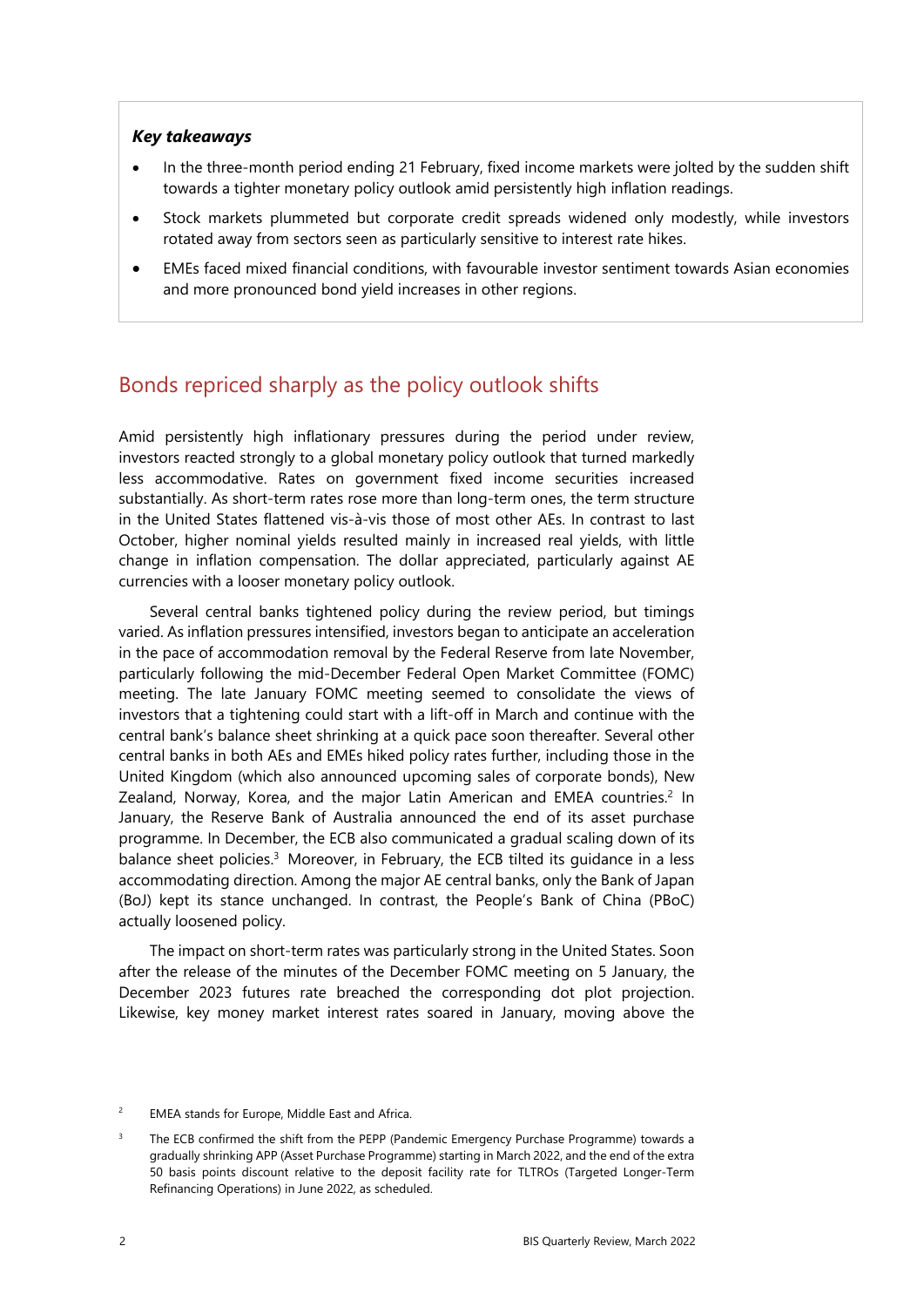***Key takeaways***

- In the three-month period ending 21 February, fixed income markets were jolted by the sudden shift towards a tighter monetary policy outlook amid persistently high inflation readings.
- Stock markets plummeted but corporate credit spreads widened only modestly, while investors rotated away from sectors seen as particularly sensitive to interest rate hikes.
- EMEs faced mixed financial conditions, with favourable investor sentiment towards Asian economies and more pronounced bond yield increases in other regions.

## Bonds repriced sharply as the policy outlook shifts

Amid persistently high inflationary pressures during the period under review, investors reacted strongly to a global monetary policy outlook that turned markedly less accommodative. Rates on government fixed income securities increased substantially. As short-term rates rose more than long-term ones, the term structure in the United States flattened vis-à-vis those of most other AEs. In contrast to last October, higher nominal yields resulted mainly in increased real yields, with little change in inflation compensation. The dollar appreciated, particularly against AE currencies with a looser monetary policy outlook.

Several central banks tightened policy during the review period, but timings varied. As inflation pressures intensified, investors began to anticipate an acceleration in the pace of accommodation removal by the Federal Reserve from late November, particularly following the mid-December Federal Open Market Committee (FOMC) meeting. The late January FOMC meeting seemed to consolidate the views of investors that a tightening could start with a lift-off in March and continue with the central bank's balance sheet shrinking at a quick pace soon thereafter. Several other central banks in both AEs and EMEs hiked policy rates further, including those in the United Kingdom (which also announced upcoming sales of corporate bonds), New Zealand, Norway, Korea, and the major Latin American and EMEA countries.[2] In January, the Reserve Bank of Australia announced the end of its asset purchase programme. In December, the ECB also communicated a gradual scaling down of its balance sheet policies.[3] Moreover, in February, the ECB tilted its guidance in a less accommodating direction. Among the major AE central banks, only the Bank of Japan (BoJ) kept its stance unchanged. In contrast, the People's Bank of China (PBoC) actually loosened policy.

The impact on short-term rates was particularly strong in the United States. Soon after the release of the minutes of the December FOMC meeting on 5 January, the December 2023 futures rate breached the corresponding dot plot projection. Likewise, key money market interest rates soared in January, moving above the

[2] EMEA stands for Europe, Middle East and Africa.

[3] The ECB confirmed the shift from the PEPP (Pandemic Emergency Purchase Programme) towards a gradually shrinking APP (Asset Purchase Programme) starting in March 2022, and the end of the extra 50 basis points discount relative to the deposit facility rate for TLTROs (Targeted Longer-Term Refinancing Operations) in June 2022, as scheduled.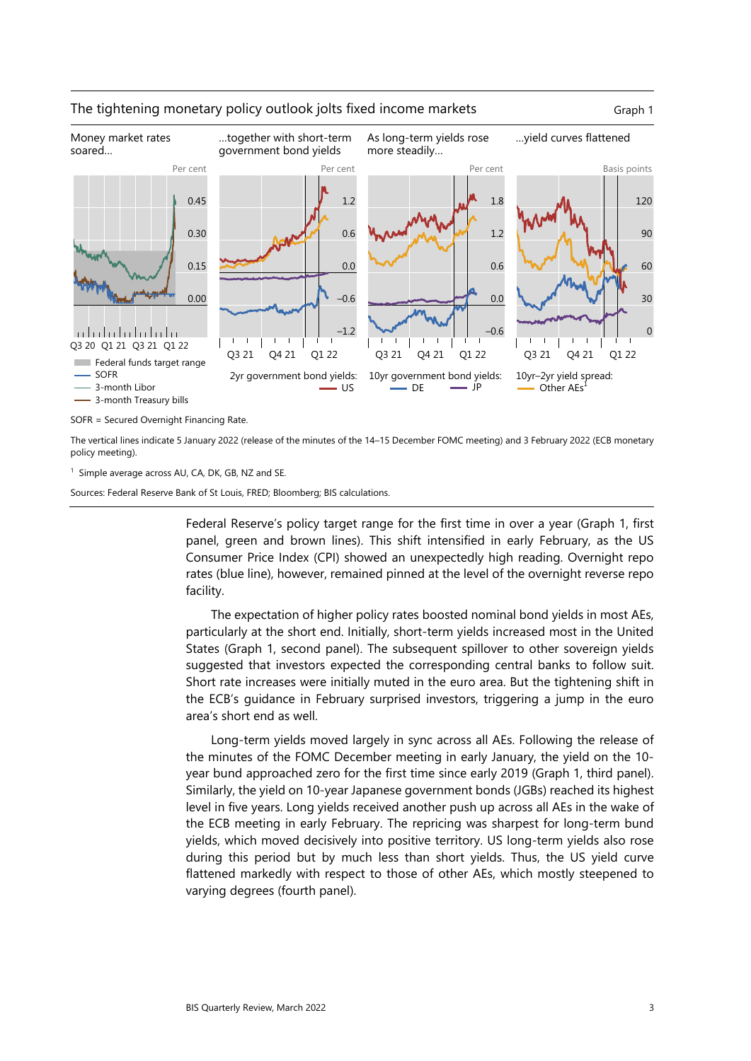The tightening monetary policy outlook jolts fixed income markets

Graph 1

| Money market rates soared… | …together with short-term government bond yields | As long-term yields rose more steadily… | …yield curves flattened |
|---|---|---|---|

Federal funds target range; SOFR; 3-month Libor; 3-month Treasury bills

2yr government bond yields: US

10yr government bond yields: DE; JP

10yr–2yr yield spread: Other AEs[1]

SOFR = Secured Overnight Financing Rate.

The vertical lines indicate 5 January 2022 (release of the minutes of the 14–15 December FOMC meeting) and 3 February 2022 (ECB monetary policy meeting).

[1] Simple average across AU, CA, DK, GB, NZ and SE.

Sources: Federal Reserve Bank of St Louis, FRED; Bloomberg; BIS calculations.

Federal Reserve's policy target range for the first time in over a year (Graph 1, first panel, green and brown lines). This shift intensified in early February, as the US Consumer Price Index (CPI) showed an unexpectedly high reading. Overnight repo rates (blue line), however, remained pinned at the level of the overnight reverse repo facility.

The expectation of higher policy rates boosted nominal bond yields in most AEs, particularly at the short end. Initially, short-term yields increased most in the United States (Graph 1, second panel). The subsequent spillover to other sovereign yields suggested that investors expected the corresponding central banks to follow suit. Short rate increases were initially muted in the euro area. But the tightening shift in the ECB's guidance in February surprised investors, triggering a jump in the euro area's short end as well.

Long-term yields moved largely in sync across all AEs. Following the release of the minutes of the FOMC December meeting in early January, the yield on the 10-year bund approached zero for the first time since early 2019 (Graph 1, third panel). Similarly, the yield on 10-year Japanese government bonds (JGBs) reached its highest level in five years. Long yields received another push up across all AEs in the wake of the ECB meeting in early February. The repricing was sharpest for long-term bund yields, which moved decisively into positive territory. US long-term yields also rose during this period but by much less than short yields. Thus, the US yield curve flattened markedly with respect to those of other AEs, which mostly steepened to varying degrees (fourth panel).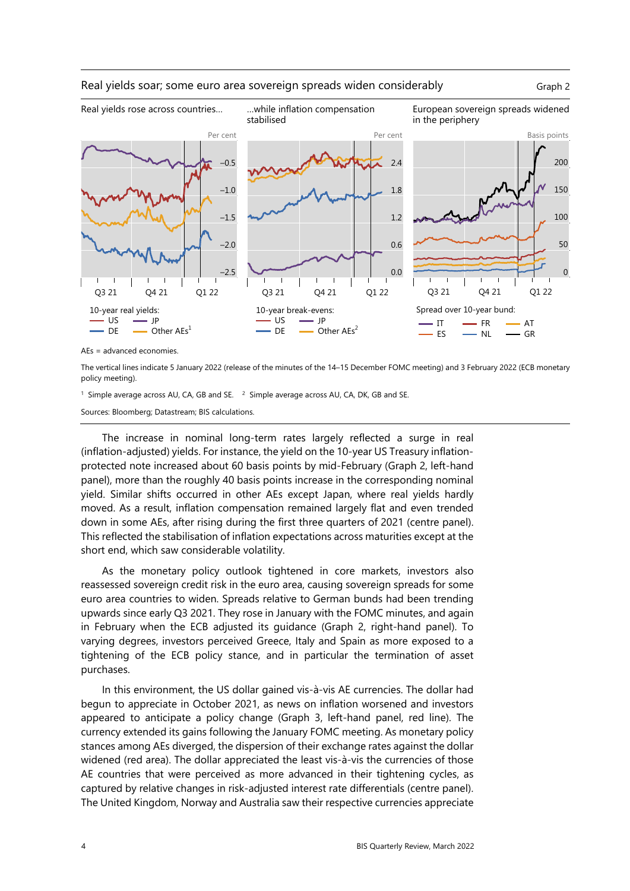Real yields soar; some euro area sovereign spreads widen considerably — Graph 2

Real yields rose across countries… | …while inflation compensation stabilised | European sovereign spreads widened in the periphery

10-year real yields: US, JP, DE, Other AEs[1]

10-year break-evens: US, JP, DE, Other AEs[2]

Spread over 10-year bund: IT, FR, AT, ES, NL, GR

AEs = advanced economies.

The vertical lines indicate 5 January 2022 (release of the minutes of the 14–15 December FOMC meeting) and 3 February 2022 (ECB monetary policy meeting).

[1] Simple average across AU, CA, GB and SE. [2] Simple average across AU, CA, DK, GB and SE.

Sources: Bloomberg; Datastream; BIS calculations.

The increase in nominal long-term rates largely reflected a surge in real (inflation-adjusted) yields. For instance, the yield on the 10-year US Treasury inflation-protected note increased about 60 basis points by mid-February (Graph 2, left-hand panel), more than the roughly 40 basis points increase in the corresponding nominal yield. Similar shifts occurred in other AEs except Japan, where real yields hardly moved. As a result, inflation compensation remained largely flat and even trended down in some AEs, after rising during the first three quarters of 2021 (centre panel). This reflected the stabilisation of inflation expectations across maturities except at the short end, which saw considerable volatility.

As the monetary policy outlook tightened in core markets, investors also reassessed sovereign credit risk in the euro area, causing sovereign spreads for some euro area countries to widen. Spreads relative to German bunds had been trending upwards since early Q3 2021. They rose in January with the FOMC minutes, and again in February when the ECB adjusted its guidance (Graph 2, right-hand panel). To varying degrees, investors perceived Greece, Italy and Spain as more exposed to a tightening of the ECB policy stance, and in particular the termination of asset purchases.

In this environment, the US dollar gained vis-à-vis AE currencies. The dollar had begun to appreciate in October 2021, as news on inflation worsened and investors appeared to anticipate a policy change (Graph 3, left-hand panel, red line). The currency extended its gains following the January FOMC meeting. As monetary policy stances among AEs diverged, the dispersion of their exchange rates against the dollar widened (red area). The dollar appreciated the least vis-à-vis the currencies of those AE countries that were perceived as more advanced in their tightening cycles, as captured by relative changes in risk-adjusted interest rate differentials (centre panel). The United Kingdom, Norway and Australia saw their respective currencies appreciate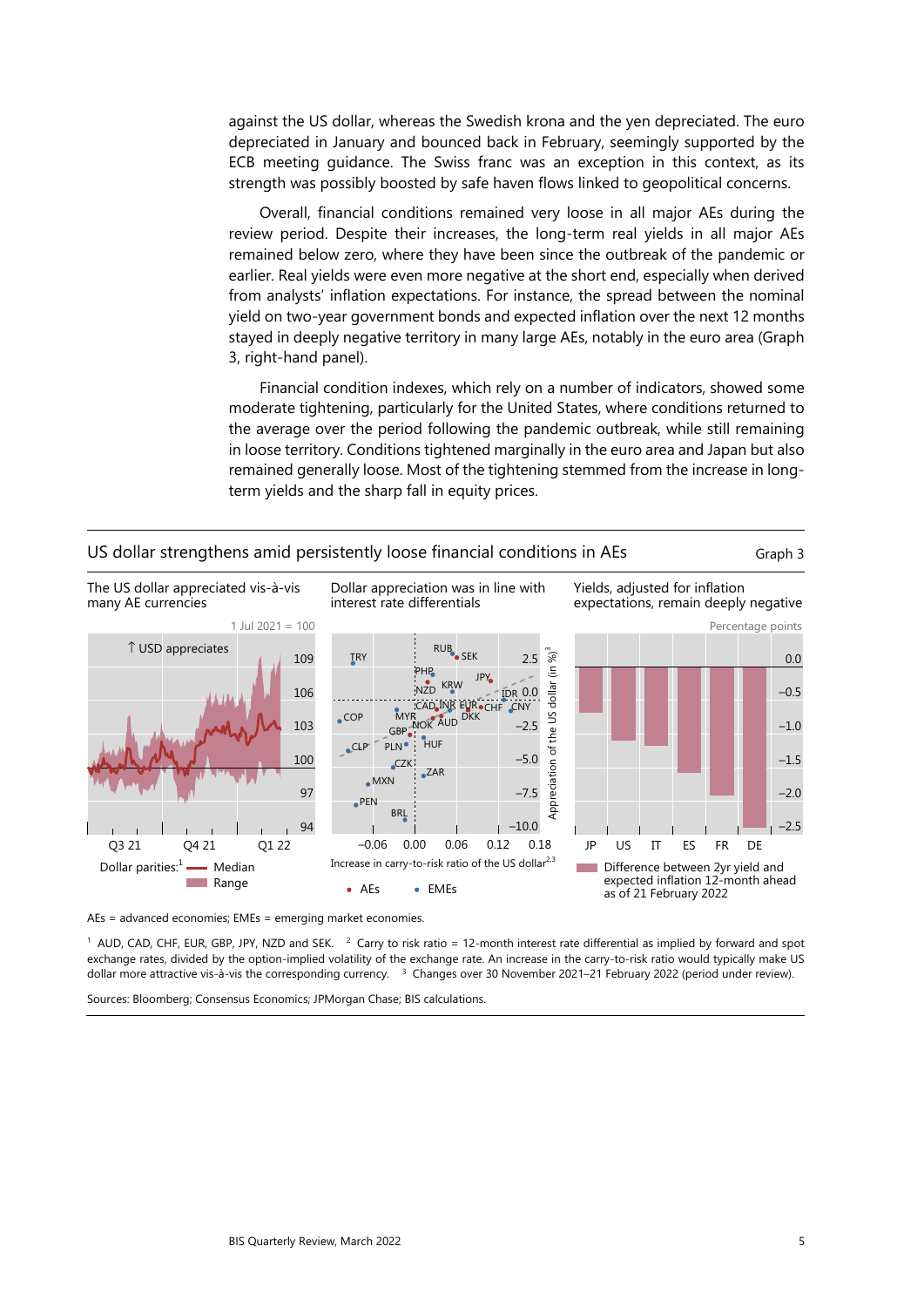against the US dollar, whereas the Swedish krona and the yen depreciated. The euro depreciated in January and bounced back in February, seemingly supported by the ECB meeting guidance. The Swiss franc was an exception in this context, as its strength was possibly boosted by safe haven flows linked to geopolitical concerns.

Overall, financial conditions remained very loose in all major AEs during the review period. Despite their increases, the long-term real yields in all major AEs remained below zero, where they have been since the outbreak of the pandemic or earlier. Real yields were even more negative at the short end, especially when derived from analysts' inflation expectations. For instance, the spread between the nominal yield on two-year government bonds and expected inflation over the next 12 months stayed in deeply negative territory in many large AEs, notably in the euro area (Graph 3, right-hand panel).

Financial condition indexes, which rely on a number of indicators, showed some moderate tightening, particularly for the United States, where conditions returned to the average over the period following the pandemic outbreak, while still remaining in loose territory. Conditions tightened marginally in the euro area and Japan but also remained generally loose. Most of the tightening stemmed from the increase in long-term yields and the sharp fall in equity prices.

**US dollar strengthens amid persistently loose financial conditions in AEs** — Graph 3

The US dollar appreciated vis-à-vis many AE currencies | Dollar appreciation was in line with interest rate differentials | Yields, adjusted for inflation expectations, remain deeply negative

Dollar parities:[1] Median; Range

Increase in carry-to-risk ratio of the US dollar[2,3]; Appreciation of the US dollar (in %)[3]; AEs; EMEs

Difference between 2yr yield and expected inflation 12-month ahead as of 21 February 2022

AEs = advanced economies; EMEs = emerging market economies.

[1] AUD, CAD, CHF, EUR, GBP, JPY, NZD and SEK. [2] Carry to risk ratio = 12-month interest rate differential as implied by forward and spot exchange rates, divided by the option-implied volatility of the exchange rate. An increase in the carry-to-risk ratio would typically make US dollar more attractive vis-à-vis the corresponding currency. [3] Changes over 30 November 2021–21 February 2022 (period under review).

Sources: Bloomberg; Consensus Economics; JPMorgan Chase; BIS calculations.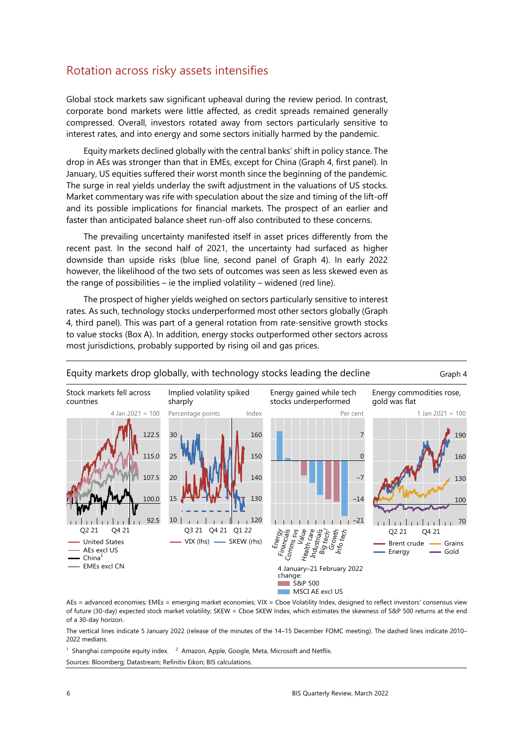## Rotation across risky assets intensifies

Global stock markets saw significant upheaval during the review period. In contrast, corporate bond markets were little affected, as credit spreads remained generally compressed. Overall, investors rotated away from sectors particularly sensitive to interest rates, and into energy and some sectors initially harmed by the pandemic.

Equity markets declined globally with the central banks' shift in policy stance. The drop in AEs was stronger than that in EMEs, except for China (Graph 4, first panel). In January, US equities suffered their worst month since the beginning of the pandemic. The surge in real yields underlay the swift adjustment in the valuations of US stocks. Market commentary was rife with speculation about the size and timing of the lift-off and its possible implications for financial markets. The prospect of an earlier and faster than anticipated balance sheet run-off also contributed to these concerns.

The prevailing uncertainty manifested itself in asset prices differently from the recent past. In the second half of 2021, the uncertainty had surfaced as higher downside than upside risks (blue line, second panel of Graph 4). In early 2022 however, the likelihood of the two sets of outcomes was seen as less skewed even as the range of possibilities – ie the implied volatility – widened (red line).

The prospect of higher yields weighed on sectors particularly sensitive to interest rates. As such, technology stocks underperformed most other sectors globally (Graph 4, third panel). This was part of a general rotation from rate-sensitive growth stocks to value stocks (Box A). In addition, energy stocks outperformed other sectors across most jurisdictions, probably supported by rising oil and gas prices.

**Equity markets drop globally, with technology stocks leading the decline** — Graph 4

Stock markets fell across countries (4 Jan 2021 = 100): United States; AEs excl US; China[1]; EMEs excl CN

Implied volatility spiked sharply (Percentage points; Index): VIX (lhs); SKEW (rhs)

Energy gained while tech stocks underperformed (Per cent): Energy; Financials; Comms svs; Value; Health care; Industrials; Big tech[2]; Growth; Info tech. 4 January–21 February 2022 change: S&P 500; MSCI AE excl US

Energy commodities rose, gold was flat (1 Jan 2021 = 100): Brent crude; Energy; Grains; Gold

AEs = advanced economies; EMEs = emerging market economies; VIX = Cboe Volatility Index, designed to reflect investors' consensus view of future (30-day) expected stock market volatility; SKEW = Cboe SKEW Index, which estimates the skewness of S&P 500 returns at the end of a 30-day horizon.

The vertical lines indicate 5 January 2022 (release of the minutes of the 14–15 December FOMC meeting). The dashed lines indicate 2010–2022 medians.

[1] Shanghai composite equity index. [2] Amazon, Apple, Google, Meta, Microsoft and Netflix.

Sources: Bloomberg; Datastream; Refinitiv Eikon; BIS calculations.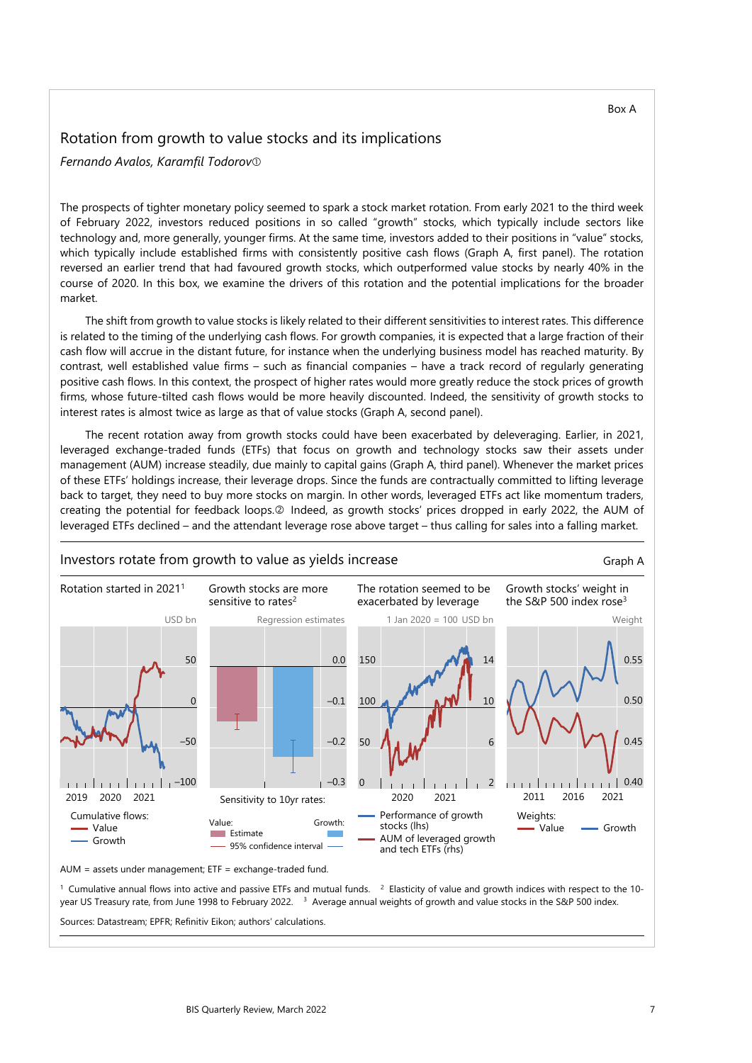Box A

## Rotation from growth to value stocks and its implications

*Fernando Avalos, Karamfil Todorov*①

The prospects of tighter monetary policy seemed to spark a stock market rotation. From early 2021 to the third week of February 2022, investors reduced positions in so called "growth" stocks, which typically include sectors like technology and, more generally, younger firms. At the same time, investors added to their positions in "value" stocks, which typically include established firms with consistently positive cash flows (Graph A, first panel). The rotation reversed an earlier trend that had favoured growth stocks, which outperformed value stocks by nearly 40% in the course of 2020. In this box, we examine the drivers of this rotation and the potential implications for the broader market.

The shift from growth to value stocks is likely related to their different sensitivities to interest rates. This difference is related to the timing of the underlying cash flows. For growth companies, it is expected that a large fraction of their cash flow will accrue in the distant future, for instance when the underlying business model has reached maturity. By contrast, well established value firms – such as financial companies – have a track record of regularly generating positive cash flows. In this context, the prospect of higher rates would more greatly reduce the stock prices of growth firms, whose future-tilted cash flows would be more heavily discounted. Indeed, the sensitivity of growth stocks to interest rates is almost twice as large as that of value stocks (Graph A, second panel).

The recent rotation away from growth stocks could have been exacerbated by deleveraging. Earlier, in 2021, leveraged exchange-traded funds (ETFs) that focus on growth and technology stocks saw their assets under management (AUM) increase steadily, due mainly to capital gains (Graph A, third panel). Whenever the market prices of these ETFs' holdings increase, their leverage drops. Since the funds are contractually committed to lifting leverage back to target, they need to buy more stocks on margin. In other words, leveraged ETFs act like momentum traders, creating the potential for feedback loops.② Indeed, as growth stocks' prices dropped in early 2022, the AUM of leveraged ETFs declined – and the attendant leverage rose above target – thus calling for sales into a falling market.

**Investors rotate from growth to value as yields increase** — Graph A

Rotation started in 2021[1] | Growth stocks are more sensitive to rates[2] | The rotation seemed to be exacerbated by leverage | Growth stocks' weight in the S&P 500 index rose[3]

AUM = assets under management; ETF = exchange-traded fund.

[1] Cumulative annual flows into active and passive ETFs and mutual funds. [2] Elasticity of value and growth indices with respect to the 10-year US Treasury rate, from June 1998 to February 2022. [3] Average annual weights of growth and value stocks in the S&P 500 index.

Sources: Datastream; EPFR; Refinitiv Eikon; authors' calculations.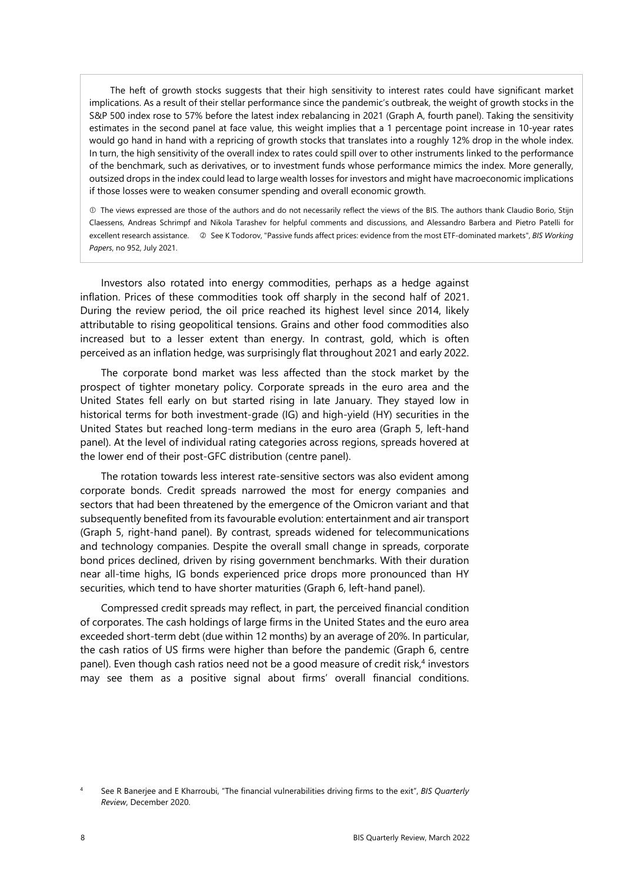The heft of growth stocks suggests that their high sensitivity to interest rates could have significant market implications. As a result of their stellar performance since the pandemic's outbreak, the weight of growth stocks in the S&P 500 index rose to 57% before the latest index rebalancing in 2021 (Graph A, fourth panel). Taking the sensitivity estimates in the second panel at face value, this weight implies that a 1 percentage point increase in 10-year rates would go hand in hand with a repricing of growth stocks that translates into a roughly 12% drop in the whole index. In turn, the high sensitivity of the overall index to rates could spill over to other instruments linked to the performance of the benchmark, such as derivatives, or to investment funds whose performance mimics the index. More generally, outsized drops in the index could lead to large wealth losses for investors and might have macroeconomic implications if those losses were to weaken consumer spending and overall economic growth.

① The views expressed are those of the authors and do not necessarily reflect the views of the BIS. The authors thank Claudio Borio, Stijn Claessens, Andreas Schrimpf and Nikola Tarashev for helpful comments and discussions, and Alessandro Barbera and Pietro Patelli for excellent research assistance. ② See K Todorov, "Passive funds affect prices: evidence from the most ETF-dominated markets", *BIS Working Papers*, no 952, July 2021.

Investors also rotated into energy commodities, perhaps as a hedge against inflation. Prices of these commodities took off sharply in the second half of 2021. During the review period, the oil price reached its highest level since 2014, likely attributable to rising geopolitical tensions. Grains and other food commodities also increased but to a lesser extent than energy. In contrast, gold, which is often perceived as an inflation hedge, was surprisingly flat throughout 2021 and early 2022.

The corporate bond market was less affected than the stock market by the prospect of tighter monetary policy. Corporate spreads in the euro area and the United States fell early on but started rising in late January. They stayed low in historical terms for both investment-grade (IG) and high-yield (HY) securities in the United States but reached long-term medians in the euro area (Graph 5, left-hand panel). At the level of individual rating categories across regions, spreads hovered at the lower end of their post-GFC distribution (centre panel).

The rotation towards less interest rate-sensitive sectors was also evident among corporate bonds. Credit spreads narrowed the most for energy companies and sectors that had been threatened by the emergence of the Omicron variant and that subsequently benefited from its favourable evolution: entertainment and air transport (Graph 5, right-hand panel). By contrast, spreads widened for telecommunications and technology companies. Despite the overall small change in spreads, corporate bond prices declined, driven by rising government benchmarks. With their duration near all-time highs, IG bonds experienced price drops more pronounced than HY securities, which tend to have shorter maturities (Graph 6, left-hand panel).

Compressed credit spreads may reflect, in part, the perceived financial condition of corporates. The cash holdings of large firms in the United States and the euro area exceeded short-term debt (due within 12 months) by an average of 20%. In particular, the cash ratios of US firms were higher than before the pandemic (Graph 6, centre panel). Even though cash ratios need not be a good measure of credit risk,[4] investors may see them as a positive signal about firms' overall financial conditions.

[4] See R Banerjee and E Kharroubi, "The financial vulnerabilities driving firms to the exit", *BIS Quarterly Review*, December 2020.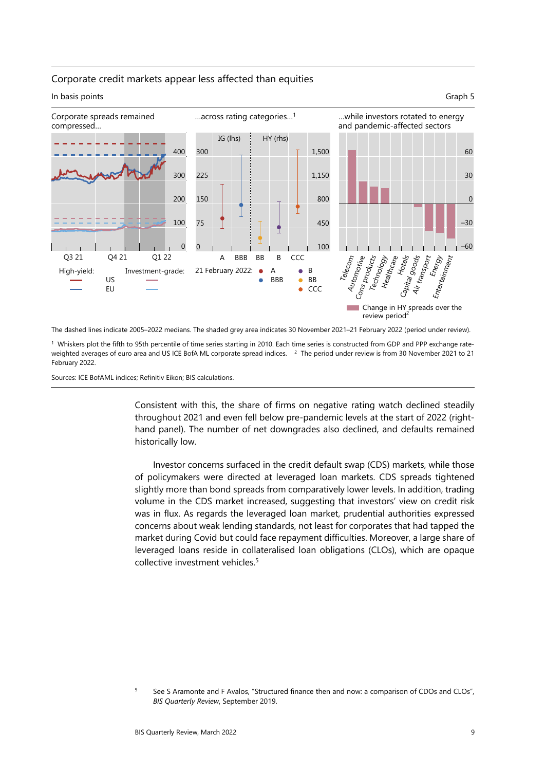Corporate credit markets appear less affected than equities

In basis points

Graph 5

Corporate spreads remained compressed…

…across rating categories…[1]

…while investors rotated to energy and pandemic-affected sectors

The dashed lines indicate 2005–2022 medians. The shaded grey area indicates 30 November 2021–21 February 2022 (period under review).

[1] Whiskers plot the fifth to 95th percentile of time series starting in 2010. Each time series is constructed from GDP and PPP exchange rate-weighted averages of euro area and US ICE BofA ML corporate spread indices. [2] The period under review is from 30 November 2021 to 21 February 2022.

Sources: ICE BofAML indices; Refinitiv Eikon; BIS calculations.

Consistent with this, the share of firms on negative rating watch declined steadily throughout 2021 and even fell below pre-pandemic levels at the start of 2022 (right-hand panel). The number of net downgrades also declined, and defaults remained historically low.

Investor concerns surfaced in the credit default swap (CDS) markets, while those of policymakers were directed at leveraged loan markets. CDS spreads tightened slightly more than bond spreads from comparatively lower levels. In addition, trading volume in the CDS market increased, suggesting that investors' view on credit risk was in flux. As regards the leveraged loan market, prudential authorities expressed concerns about weak lending standards, not least for corporates that had tapped the market during Covid but could face repayment difficulties. Moreover, a large share of leveraged loans reside in collateralised loan obligations (CLOs), which are opaque collective investment vehicles.[5]

[5] See S Aramonte and F Avalos, "Structured finance then and now: a comparison of CDOs and CLOs", *BIS Quarterly Review*, September 2019.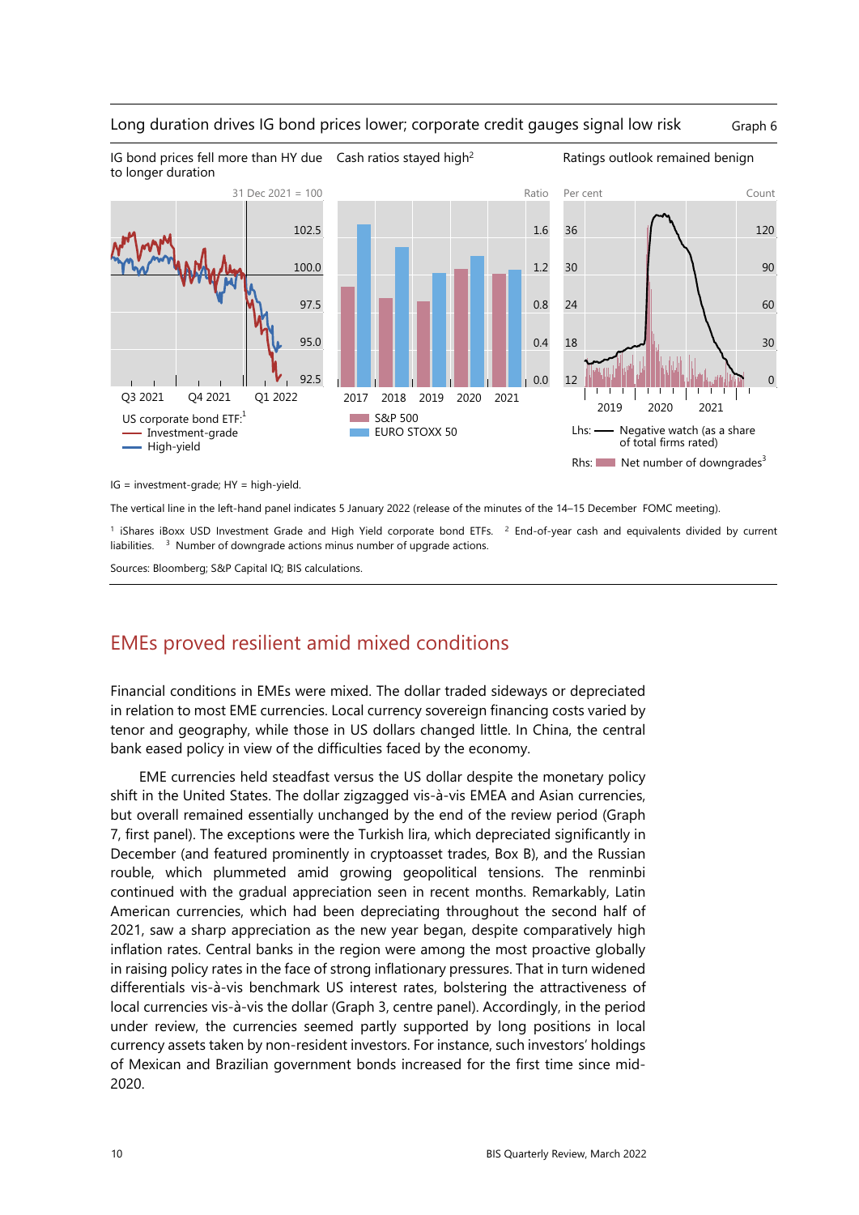Long duration drives IG bond prices lower; corporate credit gauges signal low risk — Graph 6

IG bond prices fell more than HY due to longer duration

31 Dec 2021 = 100

US corporate bond ETF:[1]
- Investment-grade
- High-yield

Cash ratios stayed high[2]

Ratio

- S&P 500
- EURO STOXX 50

Ratings outlook remained benign

Per cent / Count

Lhs: Negative watch (as a share of total firms rated)

Rhs: Net number of downgrades[3]

IG = investment-grade; HY = high-yield.

The vertical line in the left-hand panel indicates 5 January 2022 (release of the minutes of the 14–15 December FOMC meeting).

[1] iShares iBoxx USD Investment Grade and High Yield corporate bond ETFs. [2] End-of-year cash and equivalents divided by current liabilities. [3] Number of downgrade actions minus number of upgrade actions.

Sources: Bloomberg; S&P Capital IQ; BIS calculations.

## EMEs proved resilient amid mixed conditions

Financial conditions in EMEs were mixed. The dollar traded sideways or depreciated in relation to most EME currencies. Local currency sovereign financing costs varied by tenor and geography, while those in US dollars changed little. In China, the central bank eased policy in view of the difficulties faced by the economy.

EME currencies held steadfast versus the US dollar despite the monetary policy shift in the United States. The dollar zigzagged vis-à-vis EMEA and Asian currencies, but overall remained essentially unchanged by the end of the review period (Graph 7, first panel). The exceptions were the Turkish lira, which depreciated significantly in December (and featured prominently in cryptoasset trades, Box B), and the Russian rouble, which plummeted amid growing geopolitical tensions. The renminbi continued with the gradual appreciation seen in recent months. Remarkably, Latin American currencies, which had been depreciating throughout the second half of 2021, saw a sharp appreciation as the new year began, despite comparatively high inflation rates. Central banks in the region were among the most proactive globally in raising policy rates in the face of strong inflationary pressures. That in turn widened differentials vis-à-vis benchmark US interest rates, bolstering the attractiveness of local currencies vis-à-vis the dollar (Graph 3, centre panel). Accordingly, in the period under review, the currencies seemed partly supported by long positions in local currency assets taken by non-resident investors. For instance, such investors' holdings of Mexican and Brazilian government bonds increased for the first time since mid-2020.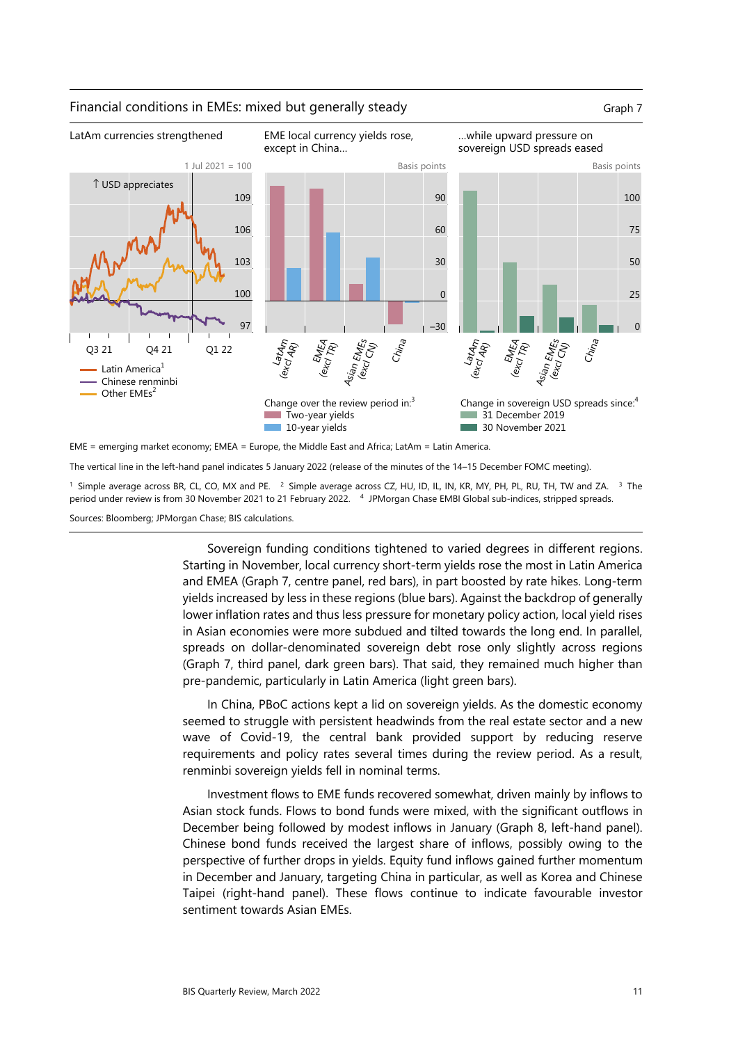Financial conditions in EMEs: mixed but generally steady

Graph 7

LatAm currencies strengthened

EME local currency yields rose, except in China…

…while upward pressure on sovereign USD spreads eased

EME = emerging market economy; EMEA = Europe, the Middle East and Africa; LatAm = Latin America.

The vertical line in the left-hand panel indicates 5 January 2022 (release of the minutes of the 14–15 December FOMC meeting).

[1] Simple average across BR, CL, CO, MX and PE. [2] Simple average across CZ, HU, ID, IL, IN, KR, MY, PH, PL, RU, TH, TW and ZA. [3] The period under review is from 30 November 2021 to 21 February 2022. [4] JPMorgan Chase EMBI Global sub-indices, stripped spreads.

Sources: Bloomberg; JPMorgan Chase; BIS calculations.

Sovereign funding conditions tightened to varied degrees in different regions. Starting in November, local currency short-term yields rose the most in Latin America and EMEA (Graph 7, centre panel, red bars), in part boosted by rate hikes. Long-term yields increased by less in these regions (blue bars). Against the backdrop of generally lower inflation rates and thus less pressure for monetary policy action, local yield rises in Asian economies were more subdued and tilted towards the long end. In parallel, spreads on dollar-denominated sovereign debt rose only slightly across regions (Graph 7, third panel, dark green bars). That said, they remained much higher than pre-pandemic, particularly in Latin America (light green bars).

In China, PBoC actions kept a lid on sovereign yields. As the domestic economy seemed to struggle with persistent headwinds from the real estate sector and a new wave of Covid-19, the central bank provided support by reducing reserve requirements and policy rates several times during the review period. As a result, renminbi sovereign yields fell in nominal terms.

Investment flows to EME funds recovered somewhat, driven mainly by inflows to Asian stock funds. Flows to bond funds were mixed, with the significant outflows in December being followed by modest inflows in January (Graph 8, left-hand panel). Chinese bond funds received the largest share of inflows, possibly owing to the perspective of further drops in yields. Equity fund inflows gained further momentum in December and January, targeting China in particular, as well as Korea and Chinese Taipei (right-hand panel). These flows continue to indicate favourable investor sentiment towards Asian EMEs.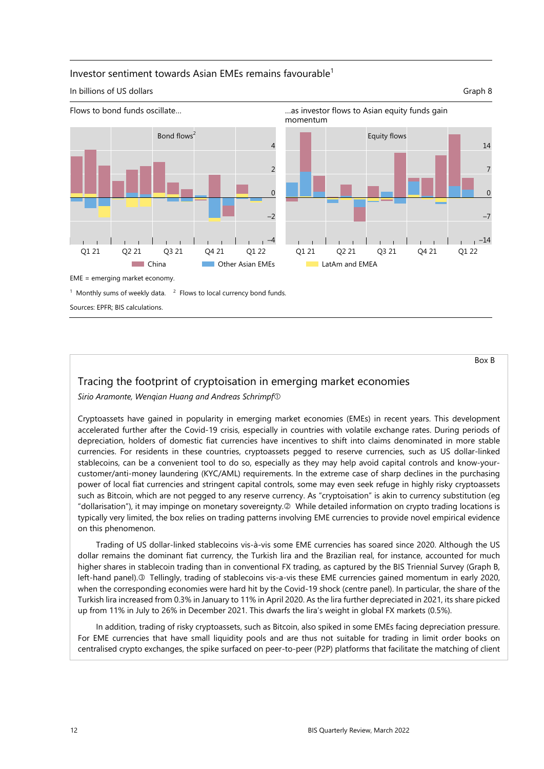Investor sentiment towards Asian EMEs remains favourable[1]

In billions of US dollars

Graph 8

Flows to bond funds oscillate…

…as investor flows to Asian equity funds gain momentum

Bond flows[2]

Equity flows

China    Other Asian EMEs    LatAm and EMEA

EME = emerging market economy.

[1] Monthly sums of weekly data. [2] Flows to local currency bond funds.

Sources: EPFR; BIS calculations.

Box B

## Tracing the footprint of cryptoisation in emerging market economies

*Sirio Aramonte, Wenqian Huang and Andreas Schrimpf*①

Cryptoassets have gained in popularity in emerging market economies (EMEs) in recent years. This development accelerated further after the Covid-19 crisis, especially in countries with volatile exchange rates. During periods of depreciation, holders of domestic fiat currencies have incentives to shift into claims denominated in more stable currencies. For residents in these countries, cryptoassets pegged to reserve currencies, such as US dollar-linked stablecoins, can be a convenient tool to do so, especially as they may help avoid capital controls and know-your-customer/anti-money laundering (KYC/AML) requirements. In the extreme case of sharp declines in the purchasing power of local fiat currencies and stringent capital controls, some may even seek refuge in highly risky cryptoassets such as Bitcoin, which are not pegged to any reserve currency. As "cryptoisation" is akin to currency substitution (eg "dollarisation"), it may impinge on monetary sovereignty.② While detailed information on crypto trading locations is typically very limited, the box relies on trading patterns involving EME currencies to provide novel empirical evidence on this phenomenon.

Trading of US dollar-linked stablecoins vis-à-vis some EME currencies has soared since 2020. Although the US dollar remains the dominant fiat currency, the Turkish lira and the Brazilian real, for instance, accounted for much higher shares in stablecoin trading than in conventional FX trading, as captured by the BIS Triennial Survey (Graph B, left-hand panel).③ Tellingly, trading of stablecoins vis-a-vis these EME currencies gained momentum in early 2020, when the corresponding economies were hard hit by the Covid-19 shock (centre panel). In particular, the share of the Turkish lira increased from 0.3% in January to 11% in April 2020. As the lira further depreciated in 2021, its share picked up from 11% in July to 26% in December 2021. This dwarfs the lira's weight in global FX markets (0.5%).

In addition, trading of risky cryptoassets, such as Bitcoin, also spiked in some EMEs facing depreciation pressure. For EME currencies that have small liquidity pools and are thus not suitable for trading in limit order books on centralised crypto exchanges, the spike surfaced on peer-to-peer (P2P) platforms that facilitate the matching of client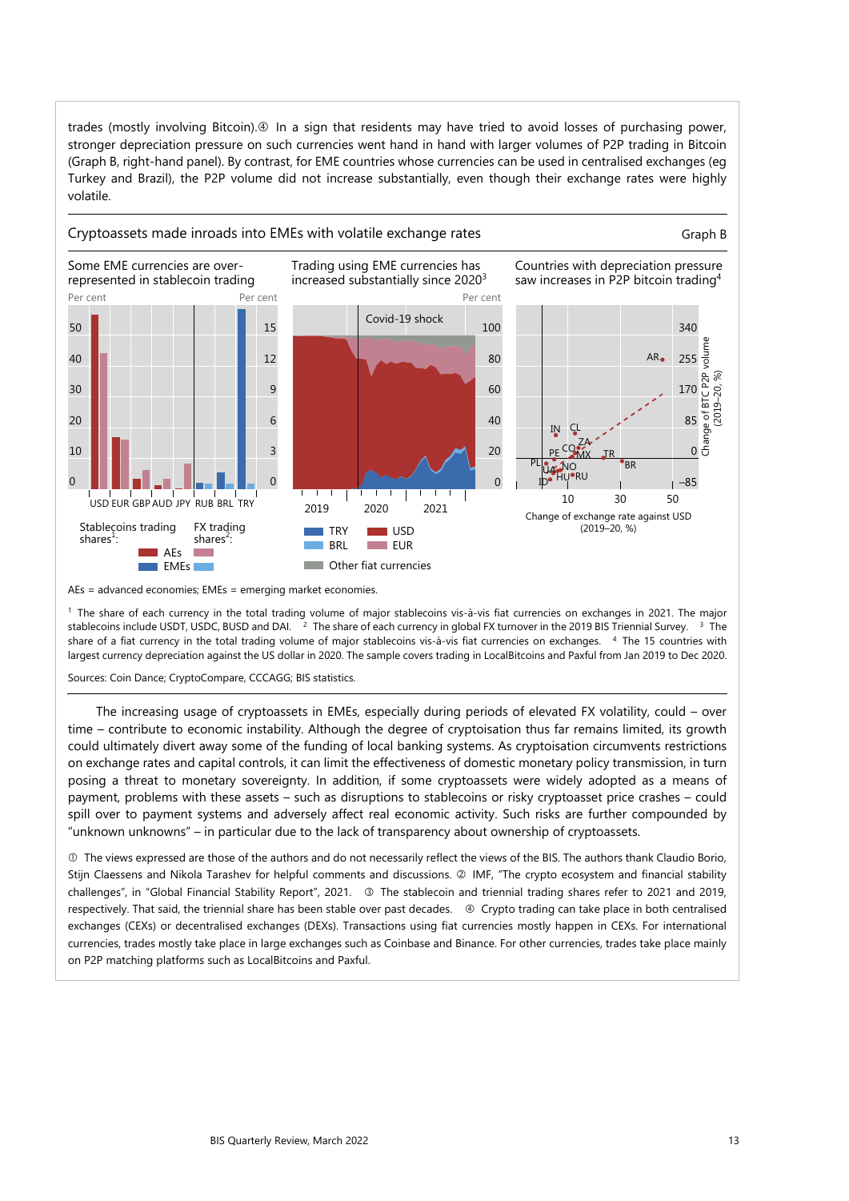trades (mostly involving Bitcoin).④ In a sign that residents may have tried to avoid losses of purchasing power, stronger depreciation pressure on such currencies went hand in hand with larger volumes of P2P trading in Bitcoin (Graph B, right-hand panel). By contrast, for EME countries whose currencies can be used in centralised exchanges (eg Turkey and Brazil), the P2P volume did not increase substantially, even though their exchange rates were highly volatile.

Cryptoassets made inroads into EMEs with volatile exchange rates

Graph B

Some EME currencies are over-represented in stablecoin trading

Per cent
Per cent
50
40
30
20
10
0
15
12
9
6
3
0
USD EUR GBP AUD JPY RUB BRL TRY

Stablecoins trading shares[1]:
FX trading shares[2]:
AEs
EMEs

Trading using EME currencies has increased substantially since 2020[3]

Per cent
Covid-19 shock
100
80
60
40
20
0
2019 2020 2021

TRY
BRL
USD
EUR
Other fiat currencies

Countries with depreciation pressure saw increases in P2P bitcoin trading[4]

340
255
170
85
0
–85
Change of BTC P2P volume (2019–20, %)
10 30 50
Change of exchange rate against USD (2019–20, %)
AR IN CL ZA CO PE MX TR BR PL UA NO ID HU RU

AEs = advanced economies; EMEs = emerging market economies.

[1] The share of each currency in the total trading volume of major stablecoins vis-à-vis fiat currencies on exchanges in 2021. The major stablecoins include USDT, USDC, BUSD and DAI. [2] The share of each currency in global FX turnover in the 2019 BIS Triennial Survey. [3] The share of a fiat currency in the total trading volume of major stablecoins vis-à-vis fiat currencies on exchanges. [4] The 15 countries with largest currency depreciation against the US dollar in 2020. The sample covers trading in LocalBitcoins and Paxful from Jan 2019 to Dec 2020.

Sources: Coin Dance; CryptoCompare, CCCAGG; BIS statistics.

The increasing usage of cryptoassets in EMEs, especially during periods of elevated FX volatility, could – over time – contribute to economic instability. Although the degree of cryptoisation thus far remains limited, its growth could ultimately divert away some of the funding of local banking systems. As cryptoisation circumvents restrictions on exchange rates and capital controls, it can limit the effectiveness of domestic monetary policy transmission, in turn posing a threat to monetary sovereignty. In addition, if some cryptoassets were widely adopted as a means of payment, problems with these assets – such as disruptions to stablecoins or risky cryptoasset price crashes – could spill over to payment systems and adversely affect real economic activity. Such risks are further compounded by "unknown unknowns" – in particular due to the lack of transparency about ownership of cryptoassets.

① The views expressed are those of the authors and do not necessarily reflect the views of the BIS. The authors thank Claudio Borio, Stijn Claessens and Nikola Tarashev for helpful comments and discussions. ② IMF, "The crypto ecosystem and financial stability challenges", in "Global Financial Stability Report", 2021. ③ The stablecoin and triennial trading shares refer to 2021 and 2019, respectively. That said, the triennial share has been stable over past decades. ④ Crypto trading can take place in both centralised exchanges (CEXs) or decentralised exchanges (DEXs). Transactions using fiat currencies mostly happen in CEXs. For international currencies, trades mostly take place in large exchanges such as Coinbase and Binance. For other currencies, trades take place mainly on P2P matching platforms such as LocalBitcoins and Paxful.